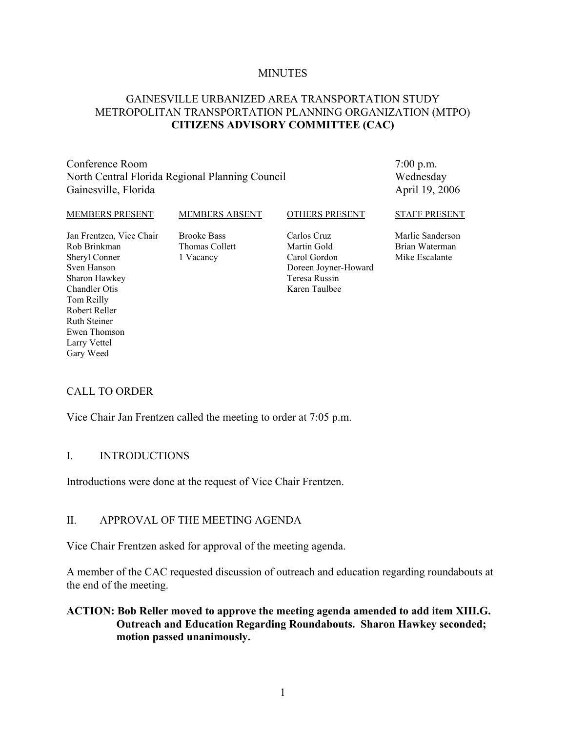MINUTES

# GAINESVILLE URBANIZED AREA TRANSPORTATION STUDY METROPOLITAN TRANSPORTATION PLANNING ORGANIZATION (MTPO) **CITIZENS ADVISORY COMMITTEE (CAC)**

Conference Room
North Central Florida Regional Planning Council
Gainesville, Florida

7:00 p.m.
Wednesday
April 19, 2006

| MEMBERS PRESENT | MEMBERS ABSENT | OTHERS PRESENT | STAFF PRESENT |
|---|---|---|---|
| Jan Frentzen, Vice Chair | Brooke Bass | Carlos Cruz | Marlie Sanderson |
| Rob Brinkman | Thomas Collett | Martin Gold | Brian Waterman |
| Sheryl Conner | 1 Vacancy | Carol Gordon | Mike Escalante |
| Sven Hanson | | Doreen Joyner-Howard | |
| Sharon Hawkey | | Teresa Russin | |
| Chandler Otis | | Karen Taulbee | |
| Tom Reilly | | | |
| Robert Reller | | | |
| Ruth Steiner | | | |
| Ewen Thomson | | | |
| Larry Vettel | | | |
| Gary Weed | | | |

## CALL TO ORDER

Vice Chair Jan Frentzen called the meeting to order at 7:05 p.m.

## I. INTRODUCTIONS

Introductions were done at the request of Vice Chair Frentzen.

## II. APPROVAL OF THE MEETING AGENDA

Vice Chair Frentzen asked for approval of the meeting agenda.

A member of the CAC requested discussion of outreach and education regarding roundabouts at the end of the meeting.

**ACTION: Bob Reller moved to approve the meeting agenda amended to add item XIII.G. Outreach and Education Regarding Roundabouts. Sharon Hawkey seconded; motion passed unanimously.**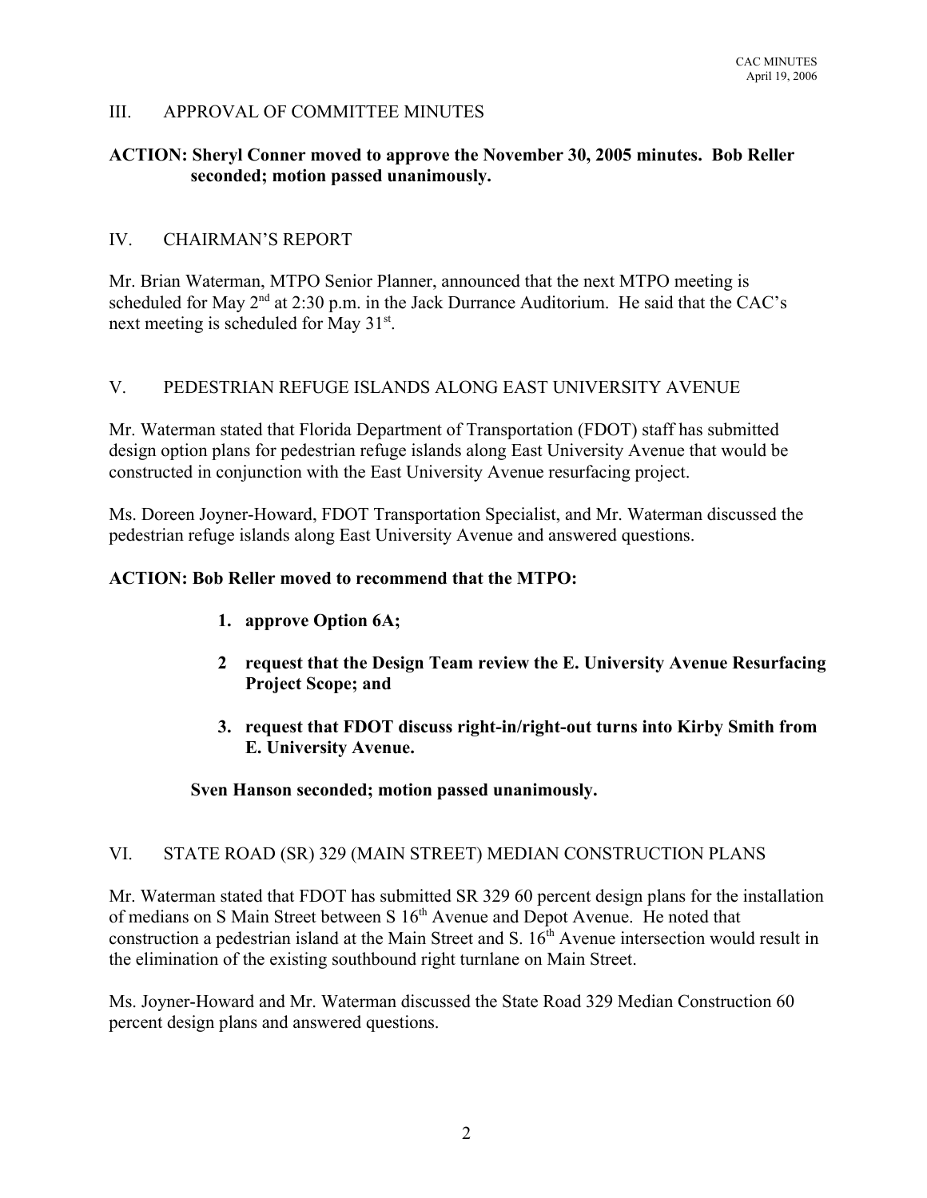## III. APPROVAL OF COMMITTEE MINUTES

**ACTION: Sheryl Conner moved to approve the November 30, 2005 minutes. Bob Reller seconded; motion passed unanimously.**

## IV. CHAIRMAN'S REPORT

Mr. Brian Waterman, MTPO Senior Planner, announced that the next MTPO meeting is scheduled for May 2nd at 2:30 p.m. in the Jack Durrance Auditorium. He said that the CAC's next meeting is scheduled for May 31st.

## V. PEDESTRIAN REFUGE ISLANDS ALONG EAST UNIVERSITY AVENUE

Mr. Waterman stated that Florida Department of Transportation (FDOT) staff has submitted design option plans for pedestrian refuge islands along East University Avenue that would be constructed in conjunction with the East University Avenue resurfacing project.

Ms. Doreen Joyner-Howard, FDOT Transportation Specialist, and Mr. Waterman discussed the pedestrian refuge islands along East University Avenue and answered questions.

**ACTION: Bob Reller moved to recommend that the MTPO:**

1. **approve Option 6A;**
2. **request that the Design Team review the E. University Avenue Resurfacing Project Scope; and**
3. **request that FDOT discuss right-in/right-out turns into Kirby Smith from E. University Avenue.**

**Sven Hanson seconded; motion passed unanimously.**

## VI. STATE ROAD (SR) 329 (MAIN STREET) MEDIAN CONSTRUCTION PLANS

Mr. Waterman stated that FDOT has submitted SR 329 60 percent design plans for the installation of medians on S Main Street between S 16th Avenue and Depot Avenue. He noted that construction a pedestrian island at the Main Street and S. 16th Avenue intersection would result in the elimination of the existing southbound right turnlane on Main Street.

Ms. Joyner-Howard and Mr. Waterman discussed the State Road 329 Median Construction 60 percent design plans and answered questions.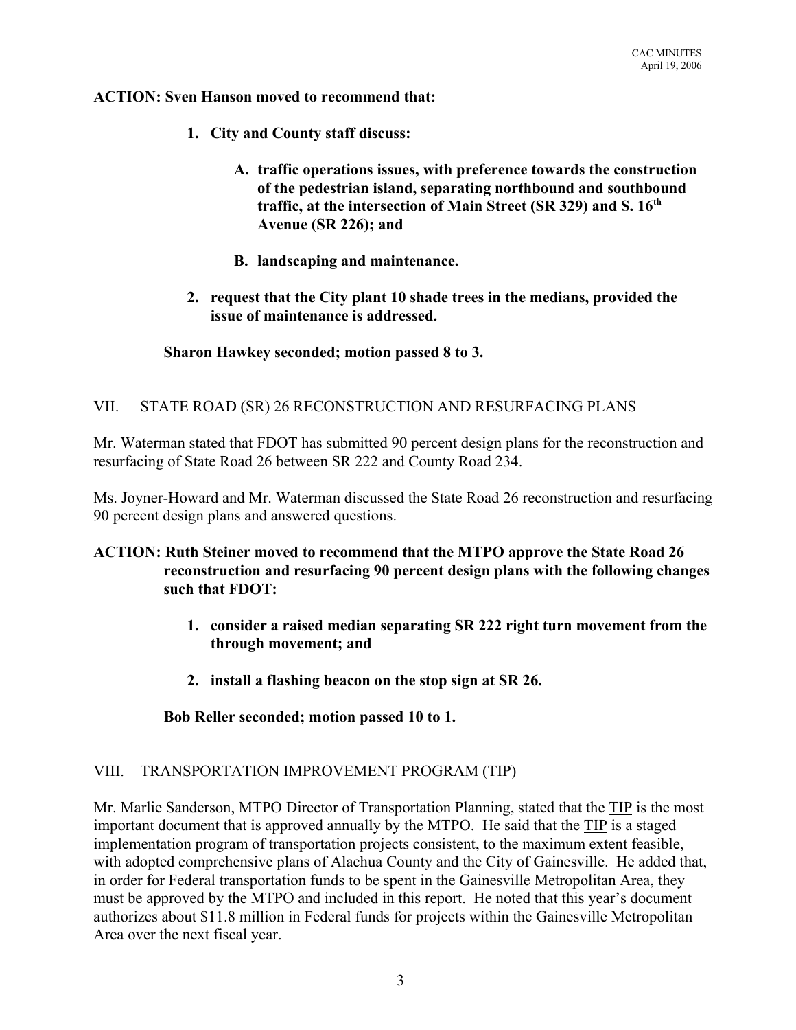**ACTION: Sven Hanson moved to recommend that:**

1. **City and County staff discuss:**

    A. **traffic operations issues, with preference towards the construction of the pedestrian island, separating northbound and southbound traffic, at the intersection of Main Street (SR 329) and S. 16th Avenue (SR 226); and**

    B. **landscaping and maintenance.**

2. **request that the City plant 10 shade trees in the medians, provided the issue of maintenance is addressed.**

**Sharon Hawkey seconded; motion passed 8 to 3.**

## VII. STATE ROAD (SR) 26 RECONSTRUCTION AND RESURFACING PLANS

Mr. Waterman stated that FDOT has submitted 90 percent design plans for the reconstruction and resurfacing of State Road 26 between SR 222 and County Road 234.

Ms. Joyner-Howard and Mr. Waterman discussed the State Road 26 reconstruction and resurfacing 90 percent design plans and answered questions.

**ACTION: Ruth Steiner moved to recommend that the MTPO approve the State Road 26 reconstruction and resurfacing 90 percent design plans with the following changes such that FDOT:**

1. **consider a raised median separating SR 222 right turn movement from the through movement; and**

2. **install a flashing beacon on the stop sign at SR 26.**

**Bob Reller seconded; motion passed 10 to 1.**

## VIII. TRANSPORTATION IMPROVEMENT PROGRAM (TIP)

Mr. Marlie Sanderson, MTPO Director of Transportation Planning, stated that the TIP is the most important document that is approved annually by the MTPO. He said that the TIP is a staged implementation program of transportation projects consistent, to the maximum extent feasible, with adopted comprehensive plans of Alachua County and the City of Gainesville. He added that, in order for Federal transportation funds to be spent in the Gainesville Metropolitan Area, they must be approved by the MTPO and included in this report. He noted that this year's document authorizes about $11.8 million in Federal funds for projects within the Gainesville Metropolitan Area over the next fiscal year.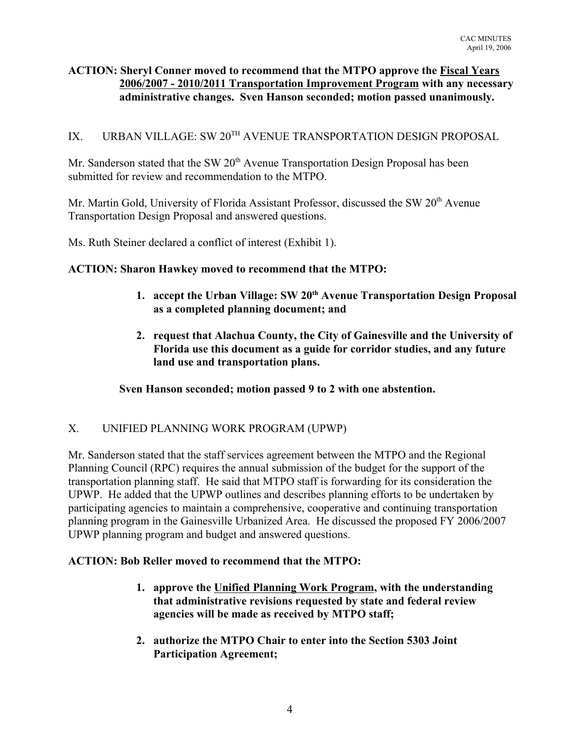**ACTION: Sheryl Conner moved to recommend that the MTPO approve the <u>Fiscal Years 2006/2007 - 2010/2011 Transportation Improvement Program</u> with any necessary administrative changes. Sven Hanson seconded; motion passed unanimously.**

## IX. URBAN VILLAGE: SW 20TH AVENUE TRANSPORTATION DESIGN PROPOSAL

Mr. Sanderson stated that the SW 20th Avenue Transportation Design Proposal has been submitted for review and recommendation to the MTPO.

Mr. Martin Gold, University of Florida Assistant Professor, discussed the SW 20th Avenue Transportation Design Proposal and answered questions.

Ms. Ruth Steiner declared a conflict of interest (Exhibit 1).

**ACTION: Sharon Hawkey moved to recommend that the MTPO:**

1. **accept the Urban Village: SW 20th Avenue Transportation Design Proposal as a completed planning document; and**
2. **request that Alachua County, the City of Gainesville and the University of Florida use this document as a guide for corridor studies, and any future land use and transportation plans.**

**Sven Hanson seconded; motion passed 9 to 2 with one abstention.**

## X. UNIFIED PLANNING WORK PROGRAM (UPWP)

Mr. Sanderson stated that the staff services agreement between the MTPO and the Regional Planning Council (RPC) requires the annual submission of the budget for the support of the transportation planning staff. He said that MTPO staff is forwarding for its consideration the UPWP. He added that the UPWP outlines and describes planning efforts to be undertaken by participating agencies to maintain a comprehensive, cooperative and continuing transportation planning program in the Gainesville Urbanized Area. He discussed the proposed FY 2006/2007 UPWP planning program and budget and answered questions.

**ACTION: Bob Reller moved to recommend that the MTPO:**

1. **approve the <u>Unified Planning Work Program</u>, with the understanding that administrative revisions requested by state and federal review agencies will be made as received by MTPO staff;**
2. **authorize the MTPO Chair to enter into the Section 5303 Joint Participation Agreement;**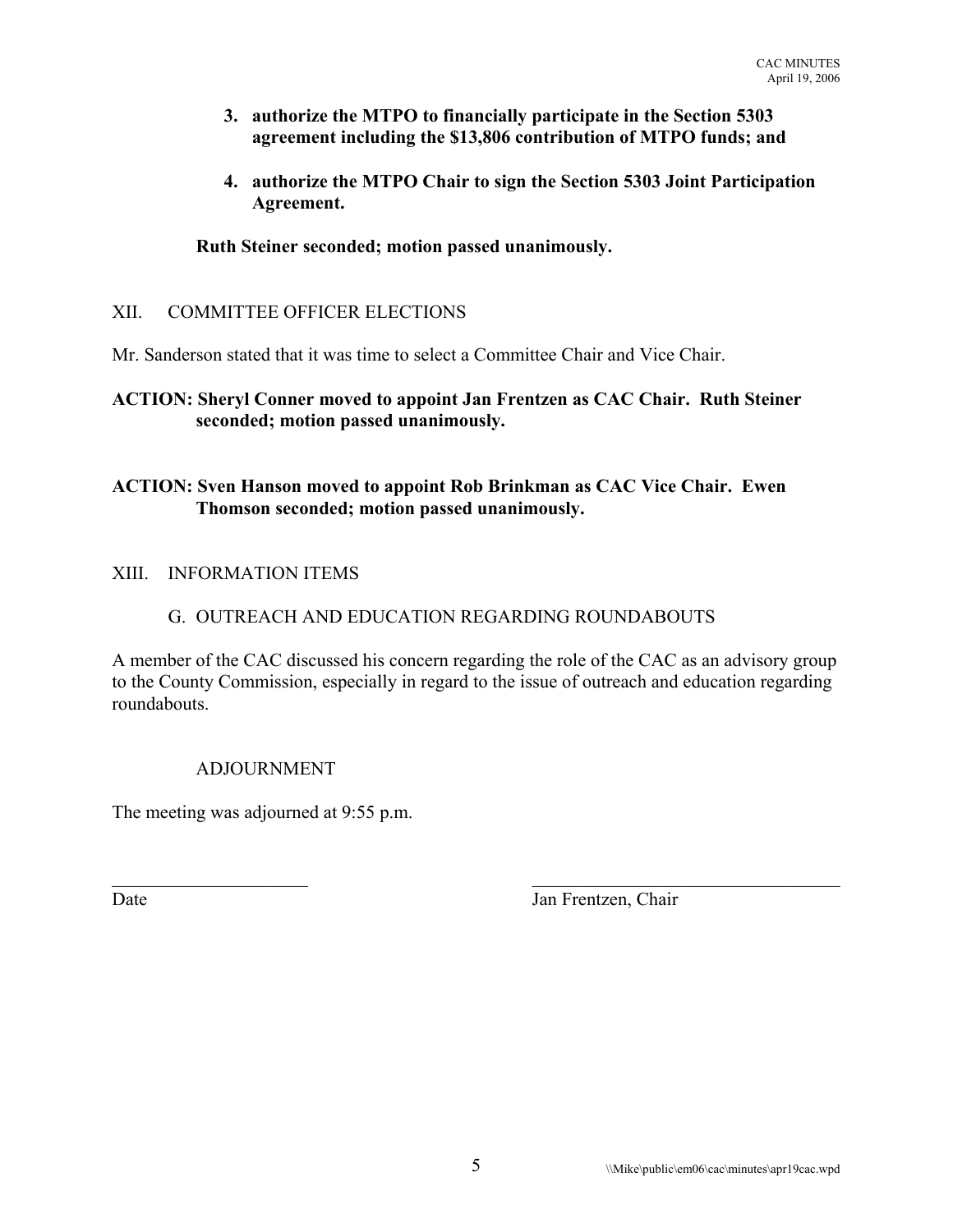3. **authorize the MTPO to financially participate in the Section 5303 agreement including the $13,806 contribution of MTPO funds; and**

4. **authorize the MTPO Chair to sign the Section 5303 Joint Participation Agreement.**

**Ruth Steiner seconded; motion passed unanimously.**

## XII. COMMITTEE OFFICER ELECTIONS

Mr. Sanderson stated that it was time to select a Committee Chair and Vice Chair.

**ACTION: Sheryl Conner moved to appoint Jan Frentzen as CAC Chair. Ruth Steiner seconded; motion passed unanimously.**

**ACTION: Sven Hanson moved to appoint Rob Brinkman as CAC Vice Chair. Ewen Thomson seconded; motion passed unanimously.**

## XIII. INFORMATION ITEMS

### G. OUTREACH AND EDUCATION REGARDING ROUNDABOUTS

A member of the CAC discussed his concern regarding the role of the CAC as an advisory group to the County Commission, especially in regard to the issue of outreach and education regarding roundabouts.

## ADJOURNMENT

The meeting was adjourned at 9:55 p.m.

______________________ &nbsp;&nbsp;&nbsp;&nbsp;&nbsp;&nbsp;&nbsp;&nbsp; ___________________________________

Date &nbsp;&nbsp;&nbsp;&nbsp;&nbsp;&nbsp;&nbsp;&nbsp;&nbsp;&nbsp;&nbsp;&nbsp;&nbsp;&nbsp;&nbsp;&nbsp;&nbsp;&nbsp;&nbsp;&nbsp;&nbsp;&nbsp;&nbsp;&nbsp;&nbsp;&nbsp;&nbsp;&nbsp;&nbsp;&nbsp; Jan Frentzen, Chair

\\Mike\public\em06\cac\minutes\apr19cac.wpd